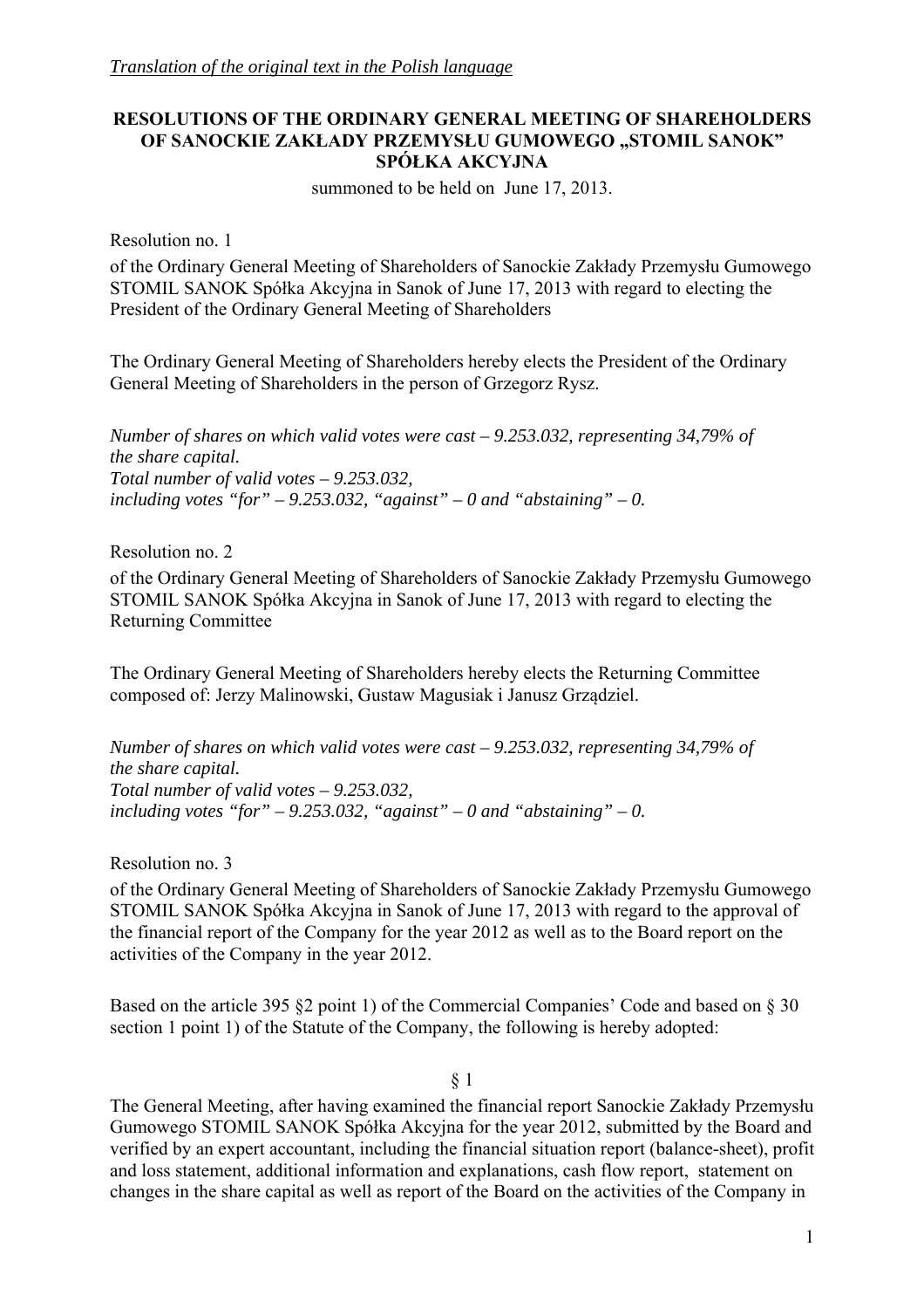*Translation of the original text in the Polish language*

**RESOLUTIONS OF THE ORDINARY GENERAL MEETING OF SHAREHOLDERS OF SANOCKIE ZAKŁADY PRZEMYSŁU GUMOWEGO „STOMIL SANOK" SPÓŁKA AKCYJNA**

summoned to be held on June 17, 2013.

Resolution no. 1

of the Ordinary General Meeting of Shareholders of Sanockie Zakłady Przemysłu Gumowego STOMIL SANOK Spółka Akcyjna in Sanok of June 17, 2013 with regard to electing the President of the Ordinary General Meeting of Shareholders

The Ordinary General Meeting of Shareholders hereby elects the President of the Ordinary General Meeting of Shareholders in the person of Grzegorz Rysz.

*Number of shares on which valid votes were cast – 9.253.032, representing 34,79% of the share capital.*
*Total number of valid votes – 9.253.032,*
*including votes "for" – 9.253.032, "against" – 0 and "abstaining" – 0.*

Resolution no. 2

of the Ordinary General Meeting of Shareholders of Sanockie Zakłady Przemysłu Gumowego STOMIL SANOK Spółka Akcyjna in Sanok of June 17, 2013 with regard to electing the Returning Committee

The Ordinary General Meeting of Shareholders hereby elects the Returning Committee composed of: Jerzy Malinowski, Gustaw Magusiak i Janusz Grządziel.

*Number of shares on which valid votes were cast – 9.253.032, representing 34,79% of the share capital.*
*Total number of valid votes – 9.253.032,*
*including votes "for" – 9.253.032, "against" – 0 and "abstaining" – 0.*

Resolution no. 3

of the Ordinary General Meeting of Shareholders of Sanockie Zakłady Przemysłu Gumowego STOMIL SANOK Spółka Akcyjna in Sanok of June 17, 2013 with regard to the approval of the financial report of the Company for the year 2012 as well as to the Board report on the activities of the Company in the year 2012.

Based on the article 395 §2 point 1) of the Commercial Companies' Code and based on § 30 section 1 point 1) of the Statute of the Company, the following is hereby adopted:

§ 1

The General Meeting, after having examined the financial report Sanockie Zakłady Przemysłu Gumowego STOMIL SANOK Spółka Akcyjna for the year 2012, submitted by the Board and verified by an expert accountant, including the financial situation report (balance-sheet), profit and loss statement, additional information and explanations, cash flow report, statement on changes in the share capital as well as report of the Board on the activities of the Company in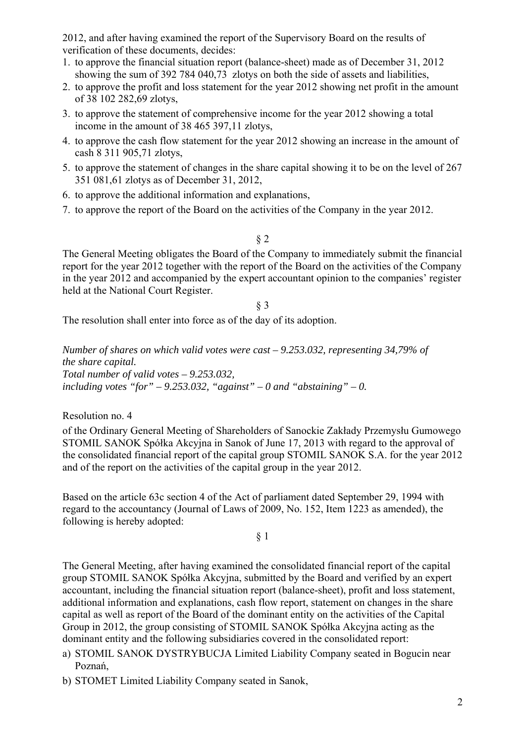2012, and after having examined the report of the Supervisory Board on the results of verification of these documents, decides:

1. to approve the financial situation report (balance-sheet) made as of December 31, 2012 showing the sum of 392 784 040,73 zlotys on both the side of assets and liabilities,
2. to approve the profit and loss statement for the year 2012 showing net profit in the amount of 38 102 282,69 zlotys,
3. to approve the statement of comprehensive income for the year 2012 showing a total income in the amount of 38 465 397,11 zlotys,
4. to approve the cash flow statement for the year 2012 showing an increase in the amount of cash 8 311 905,71 zlotys,
5. to approve the statement of changes in the share capital showing it to be on the level of 267 351 081,61 zlotys as of December 31, 2012,
6. to approve the additional information and explanations,
7. to approve the report of the Board on the activities of the Company in the year 2012.

§ 2

The General Meeting obligates the Board of the Company to immediately submit the financial report for the year 2012 together with the report of the Board on the activities of the Company in the year 2012 and accompanied by the expert accountant opinion to the companies' register held at the National Court Register.

§ 3

The resolution shall enter into force as of the day of its adoption.

*Number of shares on which valid votes were cast – 9.253.032, representing 34,79% of the share capital.*
*Total number of valid votes – 9.253.032,*
*including votes "for" – 9.253.032, "against" – 0 and "abstaining" – 0.*

Resolution no. 4

of the Ordinary General Meeting of Shareholders of Sanockie Zakłady Przemysłu Gumowego STOMIL SANOK Spółka Akcyjna in Sanok of June 17, 2013 with regard to the approval of the consolidated financial report of the capital group STOMIL SANOK S.A. for the year 2012 and of the report on the activities of the capital group in the year 2012.

Based on the article 63c section 4 of the Act of parliament dated September 29, 1994 with regard to the accountancy (Journal of Laws of 2009, No. 152, Item 1223 as amended), the following is hereby adopted:

§ 1

The General Meeting, after having examined the consolidated financial report of the capital group STOMIL SANOK Spółka Akcyjna, submitted by the Board and verified by an expert accountant, including the financial situation report (balance-sheet), profit and loss statement, additional information and explanations, cash flow report, statement on changes in the share capital as well as report of the Board of the dominant entity on the activities of the Capital Group in 2012, the group consisting of STOMIL SANOK Spółka Akcyjna acting as the dominant entity and the following subsidiaries covered in the consolidated report:

a) STOMIL SANOK DYSTRYBUCJA Limited Liability Company seated in Bogucin near Poznań,
b) STOMET Limited Liability Company seated in Sanok,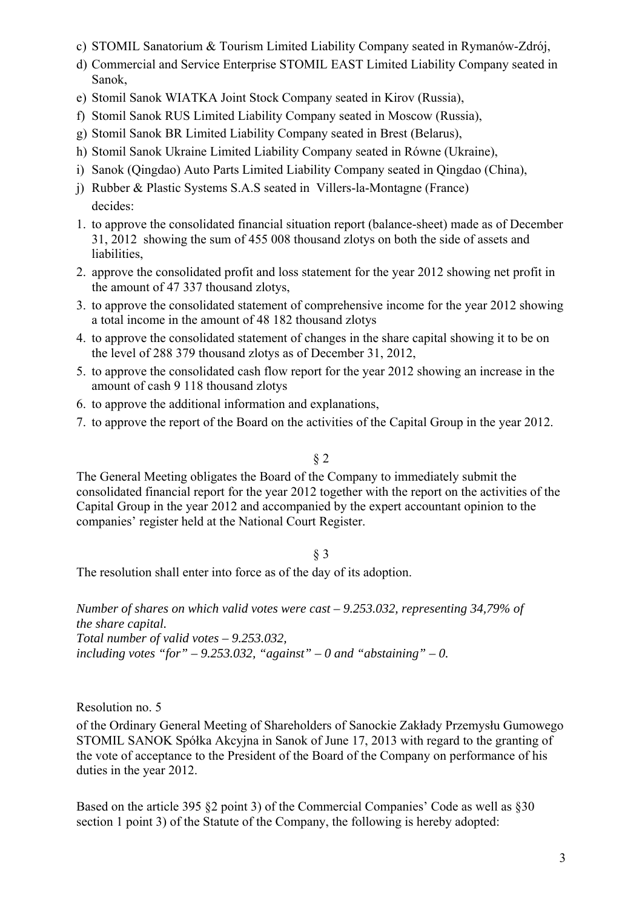c) STOMIL Sanatorium & Tourism Limited Liability Company seated in Rymanów-Zdrój,
d) Commercial and Service Enterprise STOMIL EAST Limited Liability Company seated in Sanok,
e) Stomil Sanok WIATKA Joint Stock Company seated in Kirov (Russia),
f) Stomil Sanok RUS Limited Liability Company seated in Moscow (Russia),
g) Stomil Sanok BR Limited Liability Company seated in Brest (Belarus),
h) Stomil Sanok Ukraine Limited Liability Company seated in Równe (Ukraine),
i) Sanok (Qingdao) Auto Parts Limited Liability Company seated in Qingdao (China),
j) Rubber & Plastic Systems S.A.S seated in Villers-la-Montagne (France)

decides:

1. to approve the consolidated financial situation report (balance-sheet) made as of December 31, 2012 showing the sum of 455 008 thousand zlotys on both the side of assets and liabilities,
2. approve the consolidated profit and loss statement for the year 2012 showing net profit in the amount of 47 337 thousand zlotys,
3. to approve the consolidated statement of comprehensive income for the year 2012 showing a total income in the amount of 48 182 thousand zlotys
4. to approve the consolidated statement of changes in the share capital showing it to be on the level of 288 379 thousand zlotys as of December 31, 2012,
5. to approve the consolidated cash flow report for the year 2012 showing an increase in the amount of cash 9 118 thousand zlotys
6. to approve the additional information and explanations,
7. to approve the report of the Board on the activities of the Capital Group in the year 2012.

§ 2

The General Meeting obligates the Board of the Company to immediately submit the consolidated financial report for the year 2012 together with the report on the activities of the Capital Group in the year 2012 and accompanied by the expert accountant opinion to the companies' register held at the National Court Register.

§ 3

The resolution shall enter into force as of the day of its adoption.

*Number of shares on which valid votes were cast – 9.253.032, representing 34,79% of the share capital.*
*Total number of valid votes – 9.253.032,*
*including votes "for" – 9.253.032, "against" – 0 and "abstaining" – 0.*

Resolution no. 5

of the Ordinary General Meeting of Shareholders of Sanockie Zakłady Przemysłu Gumowego STOMIL SANOK Spółka Akcyjna in Sanok of June 17, 2013 with regard to the granting of the vote of acceptance to the President of the Board of the Company on performance of his duties in the year 2012.

Based on the article 395 §2 point 3) of the Commercial Companies' Code as well as §30 section 1 point 3) of the Statute of the Company, the following is hereby adopted: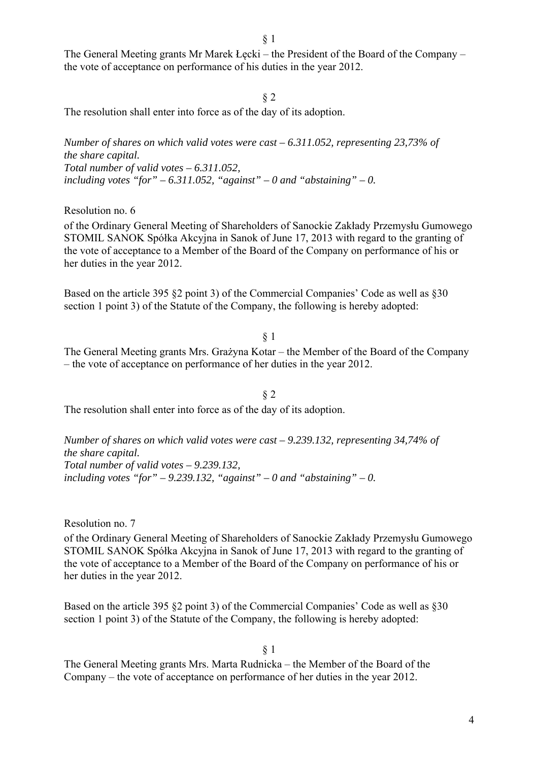§ 1

The General Meeting grants Mr Marek Łęcki – the President of the Board of the Company – the vote of acceptance on performance of his duties in the year 2012.

§ 2

The resolution shall enter into force as of the day of its adoption.

*Number of shares on which valid votes were cast – 6.311.052, representing 23,73% of the share capital.*
*Total number of valid votes – 6.311.052,*
*including votes "for" – 6.311.052, "against" – 0 and "abstaining" – 0.*

Resolution no. 6

of the Ordinary General Meeting of Shareholders of Sanockie Zakłady Przemysłu Gumowego STOMIL SANOK Spółka Akcyjna in Sanok of June 17, 2013 with regard to the granting of the vote of acceptance to a Member of the Board of the Company on performance of his or her duties in the year 2012.

Based on the article 395 §2 point 3) of the Commercial Companies' Code as well as §30 section 1 point 3) of the Statute of the Company, the following is hereby adopted:

§ 1

The General Meeting grants Mrs. Grażyna Kotar – the Member of the Board of the Company – the vote of acceptance on performance of her duties in the year 2012.

§ 2

The resolution shall enter into force as of the day of its adoption.

*Number of shares on which valid votes were cast – 9.239.132, representing 34,74% of the share capital.*
*Total number of valid votes – 9.239.132,*
*including votes "for" – 9.239.132, "against" – 0 and "abstaining" – 0.*

Resolution no. 7

of the Ordinary General Meeting of Shareholders of Sanockie Zakłady Przemysłu Gumowego STOMIL SANOK Spółka Akcyjna in Sanok of June 17, 2013 with regard to the granting of the vote of acceptance to a Member of the Board of the Company on performance of his or her duties in the year 2012.

Based on the article 395 §2 point 3) of the Commercial Companies' Code as well as §30 section 1 point 3) of the Statute of the Company, the following is hereby adopted:

§ 1

The General Meeting grants Mrs. Marta Rudnicka – the Member of the Board of the Company – the vote of acceptance on performance of her duties in the year 2012.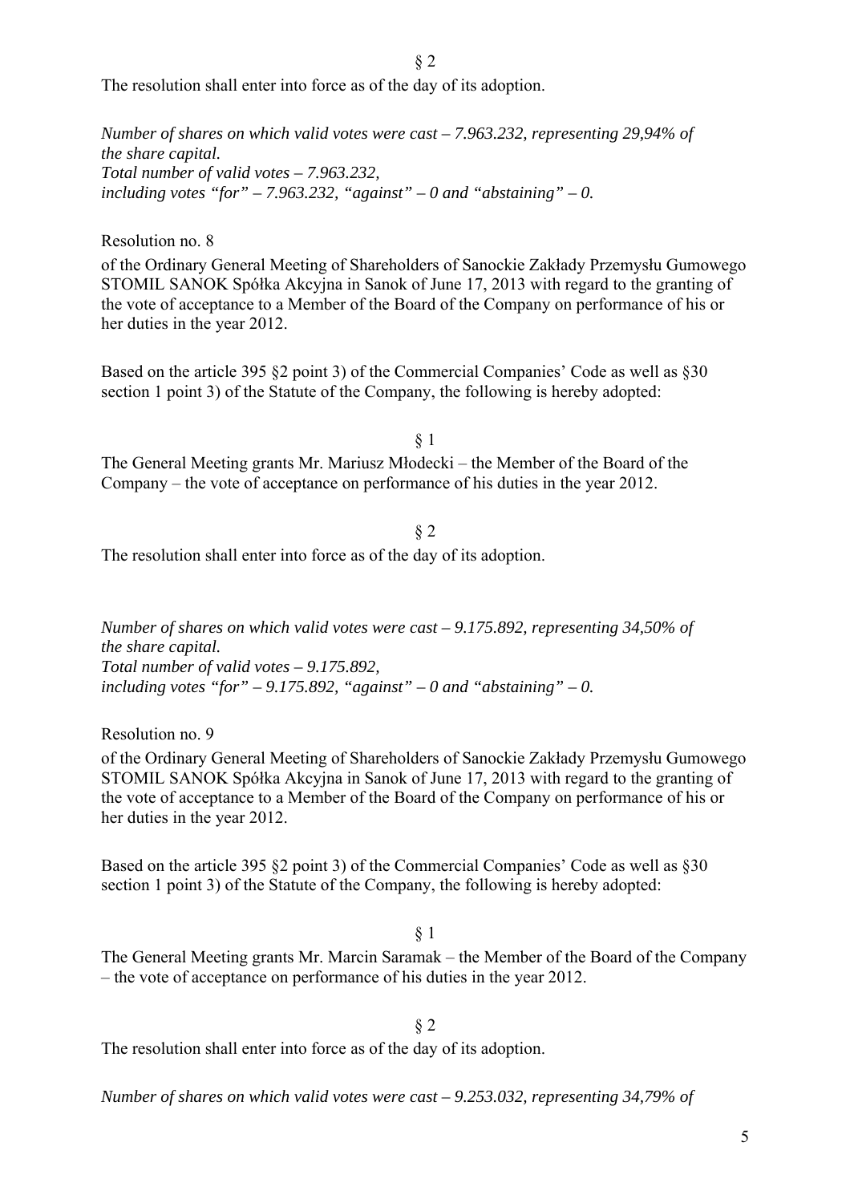§ 2

The resolution shall enter into force as of the day of its adoption.

*Number of shares on which valid votes were cast – 7.963.232, representing 29,94% of the share capital.*
*Total number of valid votes – 7.963.232,*
*including votes "for" – 7.963.232, "against" – 0 and "abstaining" – 0.*

Resolution no. 8

of the Ordinary General Meeting of Shareholders of Sanockie Zakłady Przemysłu Gumowego STOMIL SANOK Spółka Akcyjna in Sanok of June 17, 2013 with regard to the granting of the vote of acceptance to a Member of the Board of the Company on performance of his or her duties in the year 2012.

Based on the article 395 §2 point 3) of the Commercial Companies' Code as well as §30 section 1 point 3) of the Statute of the Company, the following is hereby adopted:

§ 1

The General Meeting grants Mr. Mariusz Młodecki – the Member of the Board of the Company – the vote of acceptance on performance of his duties in the year 2012.

§ 2

The resolution shall enter into force as of the day of its adoption.

*Number of shares on which valid votes were cast – 9.175.892, representing 34,50% of the share capital.*
*Total number of valid votes – 9.175.892,*
*including votes "for" – 9.175.892, "against" – 0 and "abstaining" – 0.*

Resolution no. 9

of the Ordinary General Meeting of Shareholders of Sanockie Zakłady Przemysłu Gumowego STOMIL SANOK Spółka Akcyjna in Sanok of June 17, 2013 with regard to the granting of the vote of acceptance to a Member of the Board of the Company on performance of his or her duties in the year 2012.

Based on the article 395 §2 point 3) of the Commercial Companies' Code as well as §30 section 1 point 3) of the Statute of the Company, the following is hereby adopted:

§ 1

The General Meeting grants Mr. Marcin Saramak – the Member of the Board of the Company – the vote of acceptance on performance of his duties in the year 2012.

§ 2

The resolution shall enter into force as of the day of its adoption.

*Number of shares on which valid votes were cast – 9.253.032, representing 34,79% of*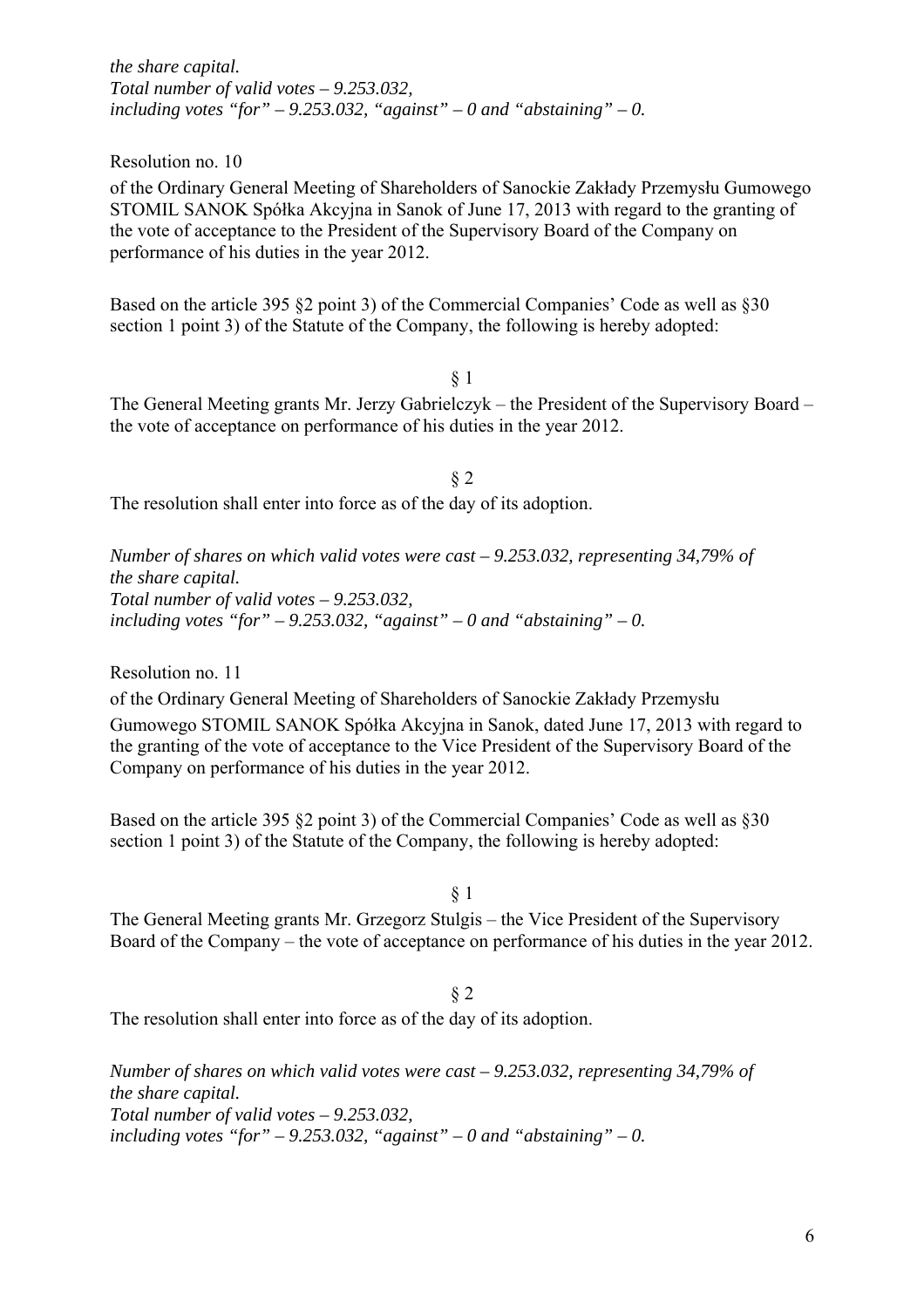*the share capital.*
*Total number of valid votes – 9.253.032,*
*including votes "for" – 9.253.032, "against" – 0 and "abstaining" – 0.*

Resolution no. 10

of the Ordinary General Meeting of Shareholders of Sanockie Zakłady Przemysłu Gumowego STOMIL SANOK Spółka Akcyjna in Sanok of June 17, 2013 with regard to the granting of the vote of acceptance to the President of the Supervisory Board of the Company on performance of his duties in the year 2012.

Based on the article 395 §2 point 3) of the Commercial Companies' Code as well as §30 section 1 point 3) of the Statute of the Company, the following is hereby adopted:

§ 1

The General Meeting grants Mr. Jerzy Gabrielczyk – the President of the Supervisory Board – the vote of acceptance on performance of his duties in the year 2012.

§ 2

The resolution shall enter into force as of the day of its adoption.

*Number of shares on which valid votes were cast – 9.253.032, representing 34,79% of the share capital.*
*Total number of valid votes – 9.253.032,*
*including votes "for" – 9.253.032, "against" – 0 and "abstaining" – 0.*

Resolution no. 11

of the Ordinary General Meeting of Shareholders of Sanockie Zakłady Przemysłu Gumowego STOMIL SANOK Spółka Akcyjna in Sanok, dated June 17, 2013 with regard to the granting of the vote of acceptance to the Vice President of the Supervisory Board of the Company on performance of his duties in the year 2012.

Based on the article 395 §2 point 3) of the Commercial Companies' Code as well as §30 section 1 point 3) of the Statute of the Company, the following is hereby adopted:

§ 1

The General Meeting grants Mr. Grzegorz Stulgis – the Vice President of the Supervisory Board of the Company – the vote of acceptance on performance of his duties in the year 2012.

§ 2

The resolution shall enter into force as of the day of its adoption.

*Number of shares on which valid votes were cast – 9.253.032, representing 34,79% of the share capital.*
*Total number of valid votes – 9.253.032,*
*including votes "for" – 9.253.032, "against" – 0 and "abstaining" – 0.*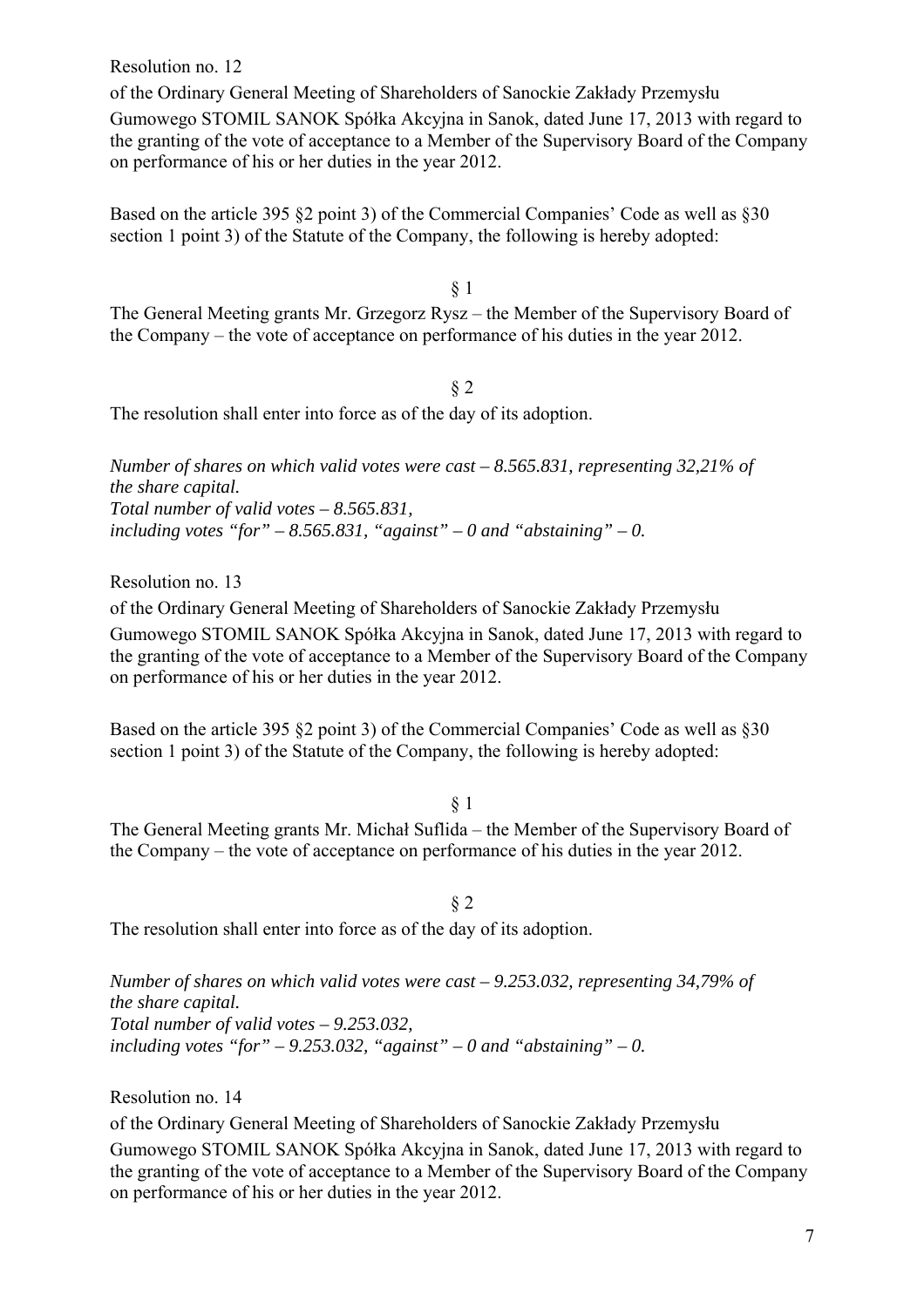Resolution no. 12

of the Ordinary General Meeting of Shareholders of Sanockie Zakłady Przemysłu Gumowego STOMIL SANOK Spółka Akcyjna in Sanok, dated June 17, 2013 with regard to the granting of the vote of acceptance to a Member of the Supervisory Board of the Company on performance of his or her duties in the year 2012.

Based on the article 395 §2 point 3) of the Commercial Companies' Code as well as §30 section 1 point 3) of the Statute of the Company, the following is hereby adopted:

§ 1

The General Meeting grants Mr. Grzegorz Rysz – the Member of the Supervisory Board of the Company – the vote of acceptance on performance of his duties in the year 2012.

§ 2

The resolution shall enter into force as of the day of its adoption.

*Number of shares on which valid votes were cast – 8.565.831, representing 32,21% of the share capital.*
*Total number of valid votes – 8.565.831,*
*including votes "for" – 8.565.831, "against" – 0 and "abstaining" – 0.*

Resolution no. 13

of the Ordinary General Meeting of Shareholders of Sanockie Zakłady Przemysłu Gumowego STOMIL SANOK Spółka Akcyjna in Sanok, dated June 17, 2013 with regard to the granting of the vote of acceptance to a Member of the Supervisory Board of the Company on performance of his or her duties in the year 2012.

Based on the article 395 §2 point 3) of the Commercial Companies' Code as well as §30 section 1 point 3) of the Statute of the Company, the following is hereby adopted:

§ 1

The General Meeting grants Mr. Michał Suflida – the Member of the Supervisory Board of the Company – the vote of acceptance on performance of his duties in the year 2012.

§ 2

The resolution shall enter into force as of the day of its adoption.

*Number of shares on which valid votes were cast – 9.253.032, representing 34,79% of the share capital.*
*Total number of valid votes – 9.253.032,*
*including votes "for" – 9.253.032, "against" – 0 and "abstaining" – 0.*

Resolution no. 14

of the Ordinary General Meeting of Shareholders of Sanockie Zakłady Przemysłu Gumowego STOMIL SANOK Spółka Akcyjna in Sanok, dated June 17, 2013 with regard to the granting of the vote of acceptance to a Member of the Supervisory Board of the Company on performance of his or her duties in the year 2012.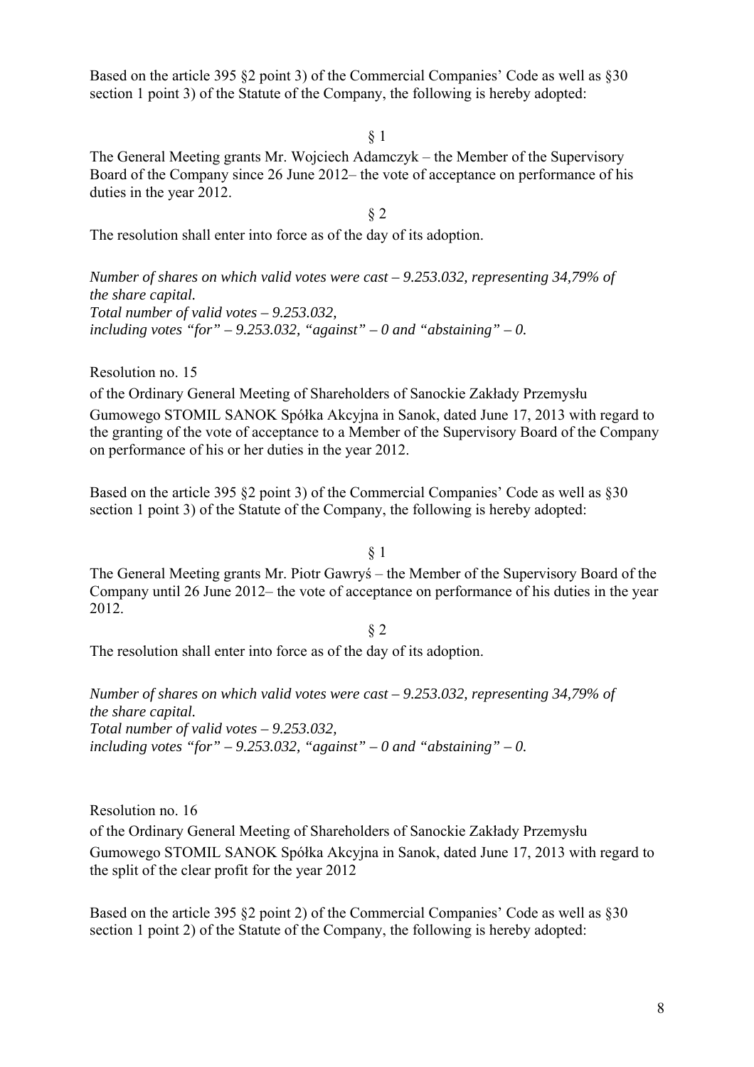Based on the article 395 §2 point 3) of the Commercial Companies' Code as well as §30 section 1 point 3) of the Statute of the Company, the following is hereby adopted:

§ 1

The General Meeting grants Mr. Wojciech Adamczyk – the Member of the Supervisory Board of the Company since 26 June 2012– the vote of acceptance on performance of his duties in the year 2012.

§ 2

The resolution shall enter into force as of the day of its adoption.

*Number of shares on which valid votes were cast – 9.253.032, representing 34,79% of the share capital.*
*Total number of valid votes – 9.253.032,*
*including votes "for" – 9.253.032, "against" – 0 and "abstaining" – 0.*

Resolution no. 15

of the Ordinary General Meeting of Shareholders of Sanockie Zakłady Przemysłu Gumowego STOMIL SANOK Spółka Akcyjna in Sanok, dated June 17, 2013 with regard to the granting of the vote of acceptance to a Member of the Supervisory Board of the Company on performance of his or her duties in the year 2012.

Based on the article 395 §2 point 3) of the Commercial Companies' Code as well as §30 section 1 point 3) of the Statute of the Company, the following is hereby adopted:

§ 1

The General Meeting grants Mr. Piotr Gawryś – the Member of the Supervisory Board of the Company until 26 June 2012– the vote of acceptance on performance of his duties in the year 2012.

§ 2

The resolution shall enter into force as of the day of its adoption.

*Number of shares on which valid votes were cast – 9.253.032, representing 34,79% of the share capital.*
*Total number of valid votes – 9.253.032,*
*including votes "for" – 9.253.032, "against" – 0 and "abstaining" – 0.*

Resolution no. 16

of the Ordinary General Meeting of Shareholders of Sanockie Zakłady Przemysłu Gumowego STOMIL SANOK Spółka Akcyjna in Sanok, dated June 17, 2013 with regard to the split of the clear profit for the year 2012

Based on the article 395 §2 point 2) of the Commercial Companies' Code as well as §30 section 1 point 2) of the Statute of the Company, the following is hereby adopted: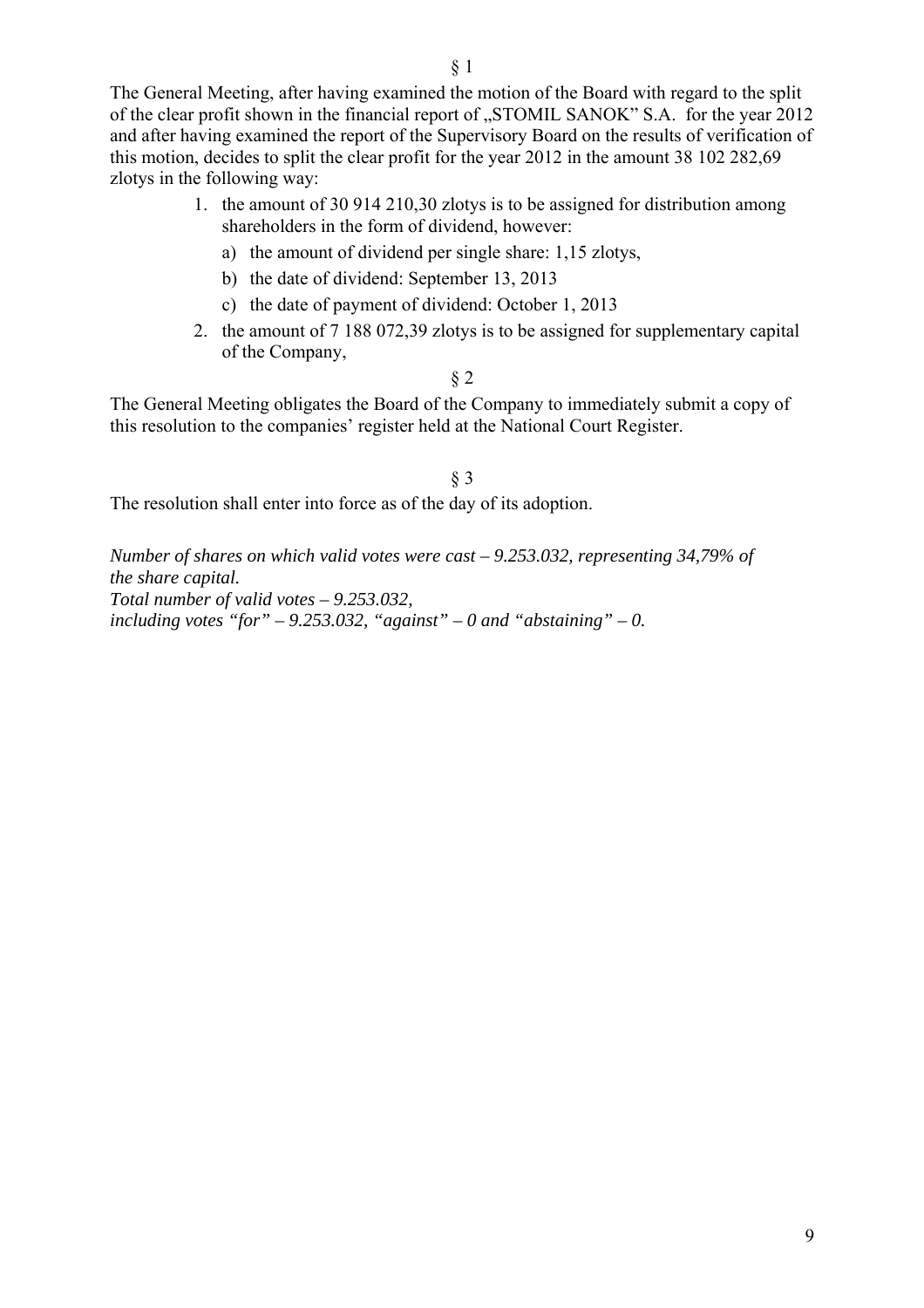§ 1

The General Meeting, after having examined the motion of the Board with regard to the split of the clear profit shown in the financial report of „STOMIL SANOK" S.A. for the year 2012 and after having examined the report of the Supervisory Board on the results of verification of this motion, decides to split the clear profit for the year 2012 in the amount 38 102 282,69 zlotys in the following way:

1. the amount of 30 914 210,30 zlotys is to be assigned for distribution among shareholders in the form of dividend, however:
   a) the amount of dividend per single share: 1,15 zlotys,
   b) the date of dividend: September 13, 2013
   c) the date of payment of dividend: October 1, 2013
2. the amount of 7 188 072,39 zlotys is to be assigned for supplementary capital of the Company,

§ 2

The General Meeting obligates the Board of the Company to immediately submit a copy of this resolution to the companies' register held at the National Court Register.

§ 3

The resolution shall enter into force as of the day of its adoption.

*Number of shares on which valid votes were cast – 9.253.032, representing 34,79% of the share capital.*
*Total number of valid votes – 9.253.032,*
*including votes "for" – 9.253.032, "against" – 0 and "abstaining" – 0.*